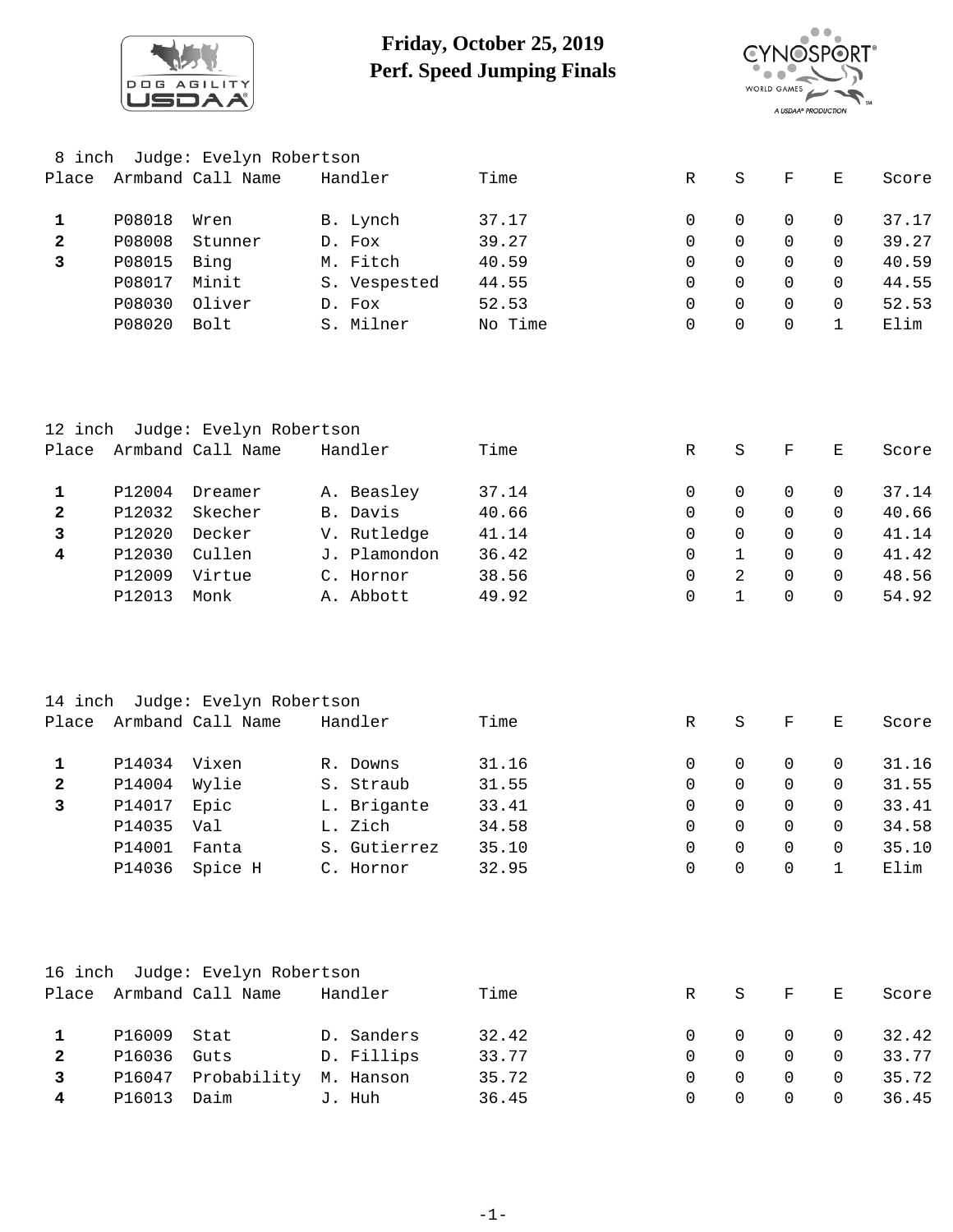# Friday, October 25, 2019
# Perf. Speed Jumping Finals

8 inch Judge: Evelyn Robertson

| Place | Armband | Call Name | Handler | Time | R | S | F | E | Score |
|---|---|---|---|---|---|---|---|---|---|
| **1** | P08018 | Wren | B. Lynch | 37.17 | 0 | 0 | 0 | 0 | 37.17 |
| **2** | P08008 | Stunner | D. Fox | 39.27 | 0 | 0 | 0 | 0 | 39.27 |
| **3** | P08015 | Bing | M. Fitch | 40.59 | 0 | 0 | 0 | 0 | 40.59 |
| | P08017 | Minit | S. Vespested | 44.55 | 0 | 0 | 0 | 0 | 44.55 |
| | P08030 | Oliver | D. Fox | 52.53 | 0 | 0 | 0 | 0 | 52.53 |
| | P08020 | Bolt | S. Milner | No Time | 0 | 0 | 0 | 1 | Elim |

12 inch Judge: Evelyn Robertson

| Place | Armband | Call Name | Handler | Time | R | S | F | E | Score |
|---|---|---|---|---|---|---|---|---|---|
| **1** | P12004 | Dreamer | A. Beasley | 37.14 | 0 | 0 | 0 | 0 | 37.14 |
| **2** | P12032 | Skecher | B. Davis | 40.66 | 0 | 0 | 0 | 0 | 40.66 |
| **3** | P12020 | Decker | V. Rutledge | 41.14 | 0 | 0 | 0 | 0 | 41.14 |
| **4** | P12030 | Cullen | J. Plamondon | 36.42 | 0 | 1 | 0 | 0 | 41.42 |
| | P12009 | Virtue | C. Hornor | 38.56 | 0 | 2 | 0 | 0 | 48.56 |
| | P12013 | Monk | A. Abbott | 49.92 | 0 | 1 | 0 | 0 | 54.92 |

14 inch Judge: Evelyn Robertson

| Place | Armband | Call Name | Handler | Time | R | S | F | E | Score |
|---|---|---|---|---|---|---|---|---|---|
| **1** | P14034 | Vixen | R. Downs | 31.16 | 0 | 0 | 0 | 0 | 31.16 |
| **2** | P14004 | Wylie | S. Straub | 31.55 | 0 | 0 | 0 | 0 | 31.55 |
| **3** | P14017 | Epic | L. Brigante | 33.41 | 0 | 0 | 0 | 0 | 33.41 |
| | P14035 | Val | L. Zich | 34.58 | 0 | 0 | 0 | 0 | 34.58 |
| | P14001 | Fanta | S. Gutierrez | 35.10 | 0 | 0 | 0 | 0 | 35.10 |
| | P14036 | Spice H | C. Hornor | 32.95 | 0 | 0 | 0 | 1 | Elim |

16 inch Judge: Evelyn Robertson

| Place | Armband | Call Name | Handler | Time | R | S | F | E | Score |
|---|---|---|---|---|---|---|---|---|---|
| **1** | P16009 | Stat | D. Sanders | 32.42 | 0 | 0 | 0 | 0 | 32.42 |
| **2** | P16036 | Guts | D. Fillips | 33.77 | 0 | 0 | 0 | 0 | 33.77 |
| **3** | P16047 | Probability | M. Hanson | 35.72 | 0 | 0 | 0 | 0 | 35.72 |
| **4** | P16013 | Daim | J. Huh | 36.45 | 0 | 0 | 0 | 0 | 36.45 |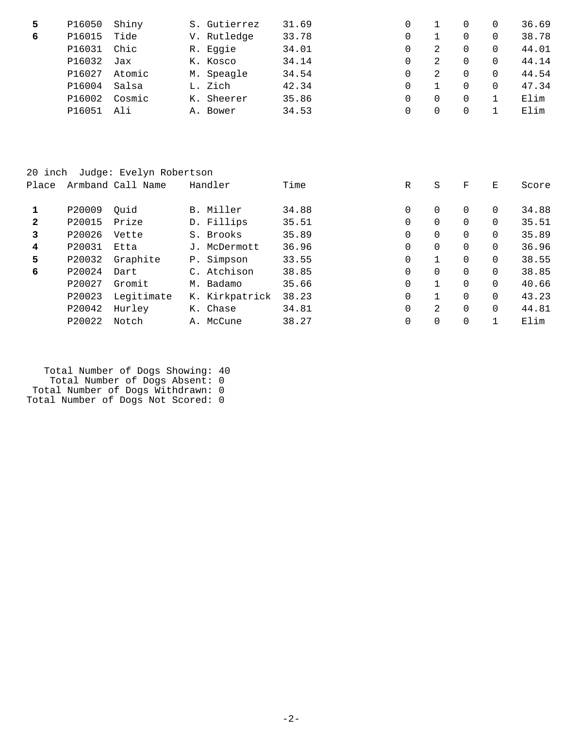| Place | Armband | Call Name | Handler | Time | R | S | F | E | Score |
|---|---|---|---|---|---|---|---|---|---|
| **5** | P16050 | Shiny | S. Gutierrez | 31.69 | 0 | 1 | 0 | 0 | 36.69 |
| **6** | P16015 | Tide | V. Rutledge | 33.78 | 0 | 1 | 0 | 0 | 38.78 |
| | P16031 | Chic | R. Eggie | 34.01 | 0 | 2 | 0 | 0 | 44.01 |
| | P16032 | Jax | K. Kosco | 34.14 | 0 | 2 | 0 | 0 | 44.14 |
| | P16027 | Atomic | M. Speagle | 34.54 | 0 | 2 | 0 | 0 | 44.54 |
| | P16004 | Salsa | L. Zich | 42.34 | 0 | 1 | 0 | 0 | 47.34 |
| | P16002 | Cosmic | K. Sheerer | 35.86 | 0 | 0 | 0 | 1 | Elim |
| | P16051 | Ali | A. Bower | 34.53 | 0 | 0 | 0 | 1 | Elim |

20 inch  Judge: Evelyn Robertson

| Place | Armband | Call Name | Handler | Time | R | S | F | E | Score |
|---|---|---|---|---|---|---|---|---|---|
| **1** | P20009 | Quid | B. Miller | 34.88 | 0 | 0 | 0 | 0 | 34.88 |
| **2** | P20015 | Prize | D. Fillips | 35.51 | 0 | 0 | 0 | 0 | 35.51 |
| **3** | P20026 | Vette | S. Brooks | 35.89 | 0 | 0 | 0 | 0 | 35.89 |
| **4** | P20031 | Etta | J. McDermott | 36.96 | 0 | 0 | 0 | 0 | 36.96 |
| **5** | P20032 | Graphite | P. Simpson | 33.55 | 0 | 1 | 0 | 0 | 38.55 |
| **6** | P20024 | Dart | C. Atchison | 38.85 | 0 | 0 | 0 | 0 | 38.85 |
| | P20027 | Gromit | M. Badamo | 35.66 | 0 | 1 | 0 | 0 | 40.66 |
| | P20023 | Legitimate | K. Kirkpatrick | 38.23 | 0 | 1 | 0 | 0 | 43.23 |
| | P20042 | Hurley | K. Chase | 34.81 | 0 | 2 | 0 | 0 | 44.81 |
| | P20022 | Notch | A. McCune | 38.27 | 0 | 0 | 0 | 1 | Elim |

Total Number of Dogs Showing: 40
Total Number of Dogs Absent: 0
Total Number of Dogs Withdrawn: 0
Total Number of Dogs Not Scored: 0